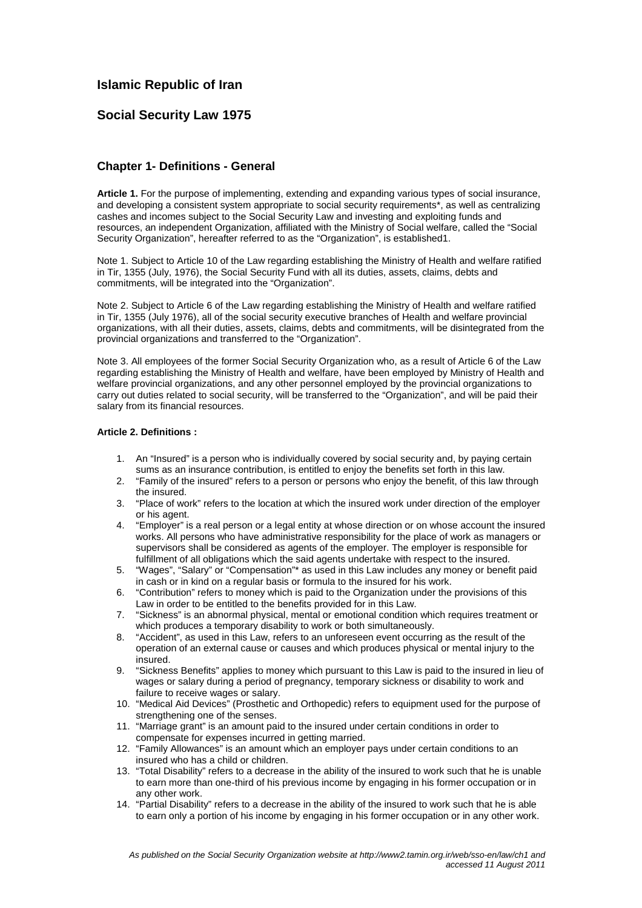# Islamic Republic of Iran

## Social Security Law 1975

### Chapter 1- Definitions - General

**Article 1.** For the purpose of implementing, extending and expanding various types of social insurance, and developing a consistent system appropriate to social security requirements*, as well as centralizing cashes and incomes subject to the Social Security Law and investing and exploiting funds and resources, an independent Organization, affiliated with the Ministry of Social welfare, called the "Social Security Organization", hereafter referred to as the "Organization", is established1.

Note 1. Subject to Article 10 of the Law regarding establishing the Ministry of Health and welfare ratified in Tir, 1355 (July, 1976), the Social Security Fund with all its duties, assets, claims, debts and commitments, will be integrated into the "Organization".

Note 2. Subject to Article 6 of the Law regarding establishing the Ministry of Health and welfare ratified in Tir, 1355 (July 1976), all of the social security executive branches of Health and welfare provincial organizations, with all their duties, assets, claims, debts and commitments, will be disintegrated from the provincial organizations and transferred to the "Organization".

Note 3. All employees of the former Social Security Organization who, as a result of Article 6 of the Law regarding establishing the Ministry of Health and welfare, have been employed by Ministry of Health and welfare provincial organizations, and any other personnel employed by the provincial organizations to carry out duties related to social security, will be transferred to the "Organization", and will be paid their salary from its financial resources.

**Article 2. Definitions :**

1. An "Insured" is a person who is individually covered by social security and, by paying certain sums as an insurance contribution, is entitled to enjoy the benefits set forth in this law.
2. "Family of the insured" refers to a person or persons who enjoy the benefit, of this law through the insured.
3. "Place of work" refers to the location at which the insured work under direction of the employer or his agent.
4. "Employer" is a real person or a legal entity at whose direction or on whose account the insured works. All persons who have administrative responsibility for the place of work as managers or supervisors shall be considered as agents of the employer. The employer is responsible for fulfillment of all obligations which the said agents undertake with respect to the insured.
5. "Wages", "Salary" or "Compensation"* as used in this Law includes any money or benefit paid in cash or in kind on a regular basis or formula to the insured for his work.
6. "Contribution" refers to money which is paid to the Organization under the provisions of this Law in order to be entitled to the benefits provided for in this Law.
7. "Sickness" is an abnormal physical, mental or emotional condition which requires treatment or which produces a temporary disability to work or both simultaneously.
8. "Accident", as used in this Law, refers to an unforeseen event occurring as the result of the operation of an external cause or causes and which produces physical or mental injury to the insured.
9. "Sickness Benefits" applies to money which pursuant to this Law is paid to the insured in lieu of wages or salary during a period of pregnancy, temporary sickness or disability to work and failure to receive wages or salary.
10. "Medical Aid Devices" (Prosthetic and Orthopedic) refers to equipment used for the purpose of strengthening one of the senses.
11. "Marriage grant" is an amount paid to the insured under certain conditions in order to compensate for expenses incurred in getting married.
12. "Family Allowances" is an amount which an employer pays under certain conditions to an insured who has a child or children.
13. "Total Disability" refers to a decrease in the ability of the insured to work such that he is unable to earn more than one-third of his previous income by engaging in his former occupation or in any other work.
14. "Partial Disability" refers to a decrease in the ability of the insured to work such that he is able to earn only a portion of his income by engaging in his former occupation or in any other work.

*As published on the Social Security Organization website at http://www2.tamin.org.ir/web/sso-en/law/ch1 and accessed 11 August 2011*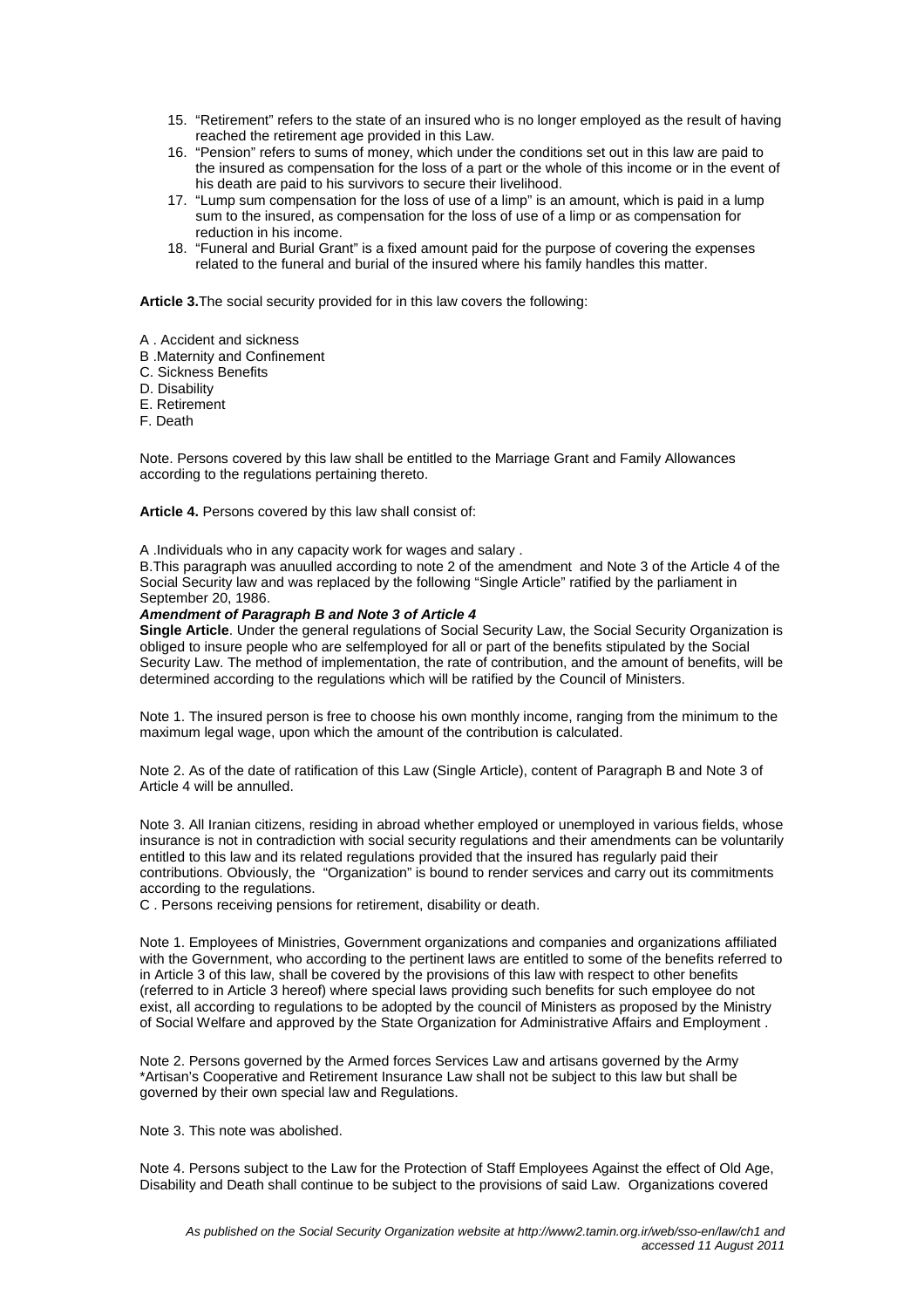15. "Retirement" refers to the state of an insured who is no longer employed as the result of having reached the retirement age provided in this Law.
16. "Pension" refers to sums of money, which under the conditions set out in this law are paid to the insured as compensation for the loss of a part or the whole of this income or in the event of his death are paid to his survivors to secure their livelihood.
17. "Lump sum compensation for the loss of use of a limp" is an amount, which is paid in a lump sum to the insured, as compensation for the loss of use of a limp or as compensation for reduction in his income.
18. "Funeral and Burial Grant" is a fixed amount paid for the purpose of covering the expenses related to the funeral and burial of the insured where his family handles this matter.

**Article 3.**The social security provided for in this law covers the following:

A . Accident and sickness
B .Maternity and Confinement
C. Sickness Benefits
D. Disability
E. Retirement
F. Death

Note. Persons covered by this law shall be entitled to the Marriage Grant and Family Allowances according to the regulations pertaining thereto.

**Article 4.** Persons covered by this law shall consist of:

A .Individuals who in any capacity work for wages and salary .
B.This paragraph was anuulled according to note 2 of the amendment and Note 3 of the Article 4 of the Social Security law and was replaced by the following "Single Article" ratified by the parliament in September 20, 1986.

***Amendment of Paragraph B and Note 3 of Article 4***

**Single Article**. Under the general regulations of Social Security Law, the Social Security Organization is obliged to insure people who are selfemployed for all or part of the benefits stipulated by the Social Security Law. The method of implementation, the rate of contribution, and the amount of benefits, will be determined according to the regulations which will be ratified by the Council of Ministers.

Note 1. The insured person is free to choose his own monthly income, ranging from the minimum to the maximum legal wage, upon which the amount of the contribution is calculated.

Note 2. As of the date of ratification of this Law (Single Article), content of Paragraph B and Note 3 of Article 4 will be annulled.

Note 3. All Iranian citizens, residing in abroad whether employed or unemployed in various fields, whose insurance is not in contradiction with social security regulations and their amendments can be voluntarily entitled to this law and its related regulations provided that the insured has regularly paid their contributions. Obviously, the "Organization" is bound to render services and carry out its commitments according to the regulations.
C . Persons receiving pensions for retirement, disability or death.

Note 1. Employees of Ministries, Government organizations and companies and organizations affiliated with the Government, who according to the pertinent laws are entitled to some of the benefits referred to in Article 3 of this law, shall be covered by the provisions of this law with respect to other benefits (referred to in Article 3 hereof) where special laws providing such benefits for such employee do not exist, all according to regulations to be adopted by the council of Ministers as proposed by the Ministry of Social Welfare and approved by the State Organization for Administrative Affairs and Employment .

Note 2. Persons governed by the Armed forces Services Law and artisans governed by the Army *Artisan's Cooperative and Retirement Insurance Law shall not be subject to this law but shall be governed by their own special law and Regulations.

Note 3. This note was abolished.

Note 4. Persons subject to the Law for the Protection of Staff Employees Against the effect of Old Age, Disability and Death shall continue to be subject to the provisions of said Law. Organizations covered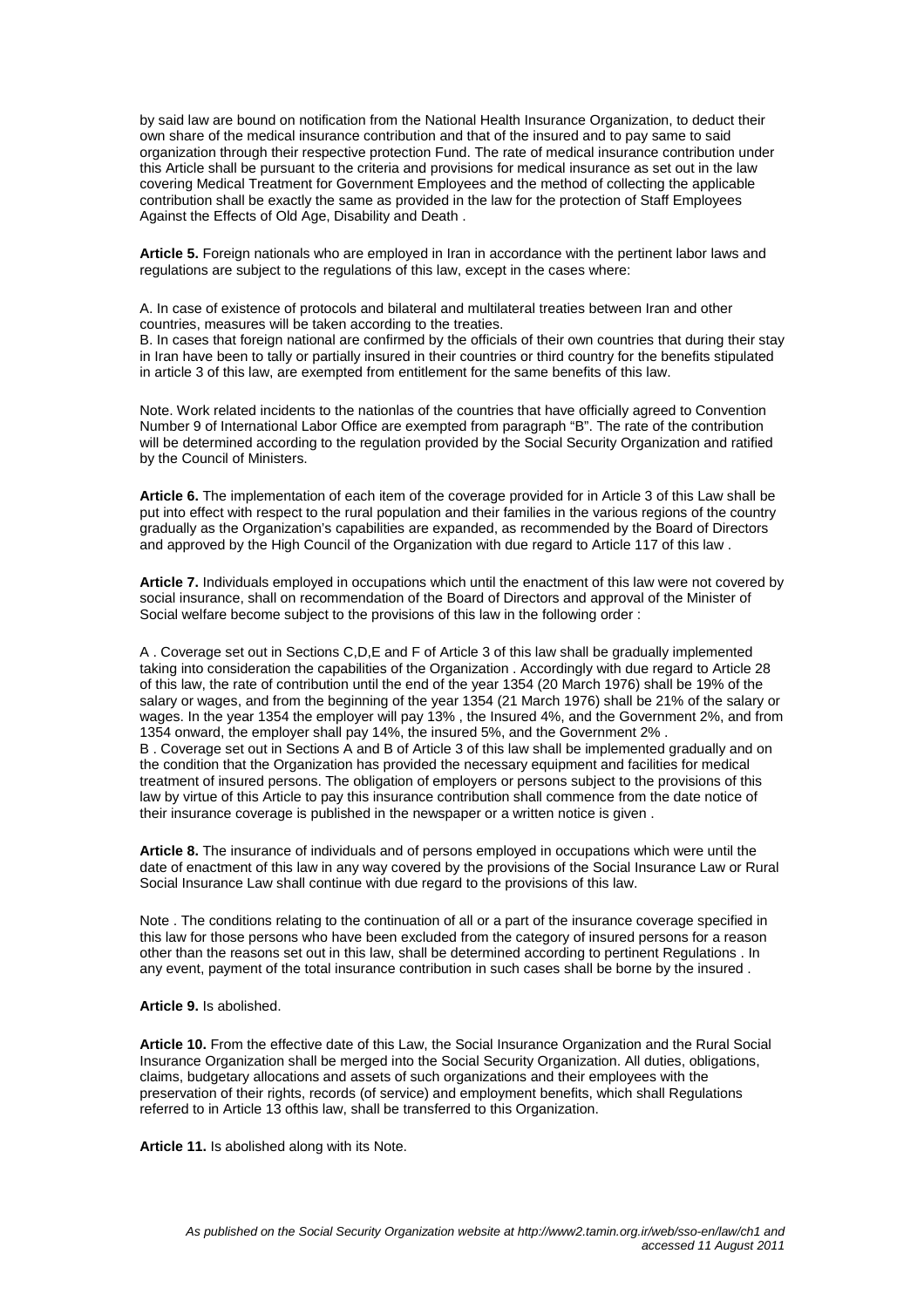by said law are bound on notification from the National Health Insurance Organization, to deduct their own share of the medical insurance contribution and that of the insured and to pay same to said organization through their respective protection Fund. The rate of medical insurance contribution under this Article shall be pursuant to the criteria and provisions for medical insurance as set out in the law covering Medical Treatment for Government Employees and the method of collecting the applicable contribution shall be exactly the same as provided in the law for the protection of Staff Employees Against the Effects of Old Age, Disability and Death .

**Article 5.** Foreign nationals who are employed in Iran in accordance with the pertinent labor laws and regulations are subject to the regulations of this law, except in the cases where:

A. In case of existence of protocols and bilateral and multilateral treaties between Iran and other countries, measures will be taken according to the treaties.
B. In cases that foreign national are confirmed by the officials of their own countries that during their stay in Iran have been to tally or partially insured in their countries or third country for the benefits stipulated in article 3 of this law, are exempted from entitlement for the same benefits of this law.

Note. Work related incidents to the nationlas of the countries that have officially agreed to Convention Number 9 of International Labor Office are exempted from paragraph "B". The rate of the contribution will be determined according to the regulation provided by the Social Security Organization and ratified by the Council of Ministers.

**Article 6.** The implementation of each item of the coverage provided for in Article 3 of this Law shall be put into effect with respect to the rural population and their families in the various regions of the country gradually as the Organization's capabilities are expanded, as recommended by the Board of Directors and approved by the High Council of the Organization with due regard to Article 117 of this law .

**Article 7.** Individuals employed in occupations which until the enactment of this law were not covered by social insurance, shall on recommendation of the Board of Directors and approval of the Minister of Social welfare become subject to the provisions of this law in the following order :

A . Coverage set out in Sections C,D,E and F of Article 3 of this law shall be gradually implemented taking into consideration the capabilities of the Organization . Accordingly with due regard to Article 28 of this law, the rate of contribution until the end of the year 1354 (20 March 1976) shall be 19% of the salary or wages, and from the beginning of the year 1354 (21 March 1976) shall be 21% of the salary or wages. In the year 1354 the employer will pay 13% , the Insured 4%, and the Government 2%, and from 1354 onward, the employer shall pay 14%, the insured 5%, and the Government 2% .
B . Coverage set out in Sections A and B of Article 3 of this law shall be implemented gradually and on the condition that the Organization has provided the necessary equipment and facilities for medical treatment of insured persons. The obligation of employers or persons subject to the provisions of this law by virtue of this Article to pay this insurance contribution shall commence from the date notice of their insurance coverage is published in the newspaper or a written notice is given .

**Article 8.** The insurance of individuals and of persons employed in occupations which were until the date of enactment of this law in any way covered by the provisions of the Social Insurance Law or Rural Social Insurance Law shall continue with due regard to the provisions of this law.

Note . The conditions relating to the continuation of all or a part of the insurance coverage specified in this law for those persons who have been excluded from the category of insured persons for a reason other than the reasons set out in this law, shall be determined according to pertinent Regulations . In any event, payment of the total insurance contribution in such cases shall be borne by the insured .

**Article 9.** Is abolished.

**Article 10.** From the effective date of this Law, the Social Insurance Organization and the Rural Social Insurance Organization shall be merged into the Social Security Organization. All duties, obligations, claims, budgetary allocations and assets of such organizations and their employees with the preservation of their rights, records (of service) and employment benefits, which shall Regulations referred to in Article 13 ofthis law, shall be transferred to this Organization.

**Article 11.** Is abolished along with its Note.

*As published on the Social Security Organization website at http://www2.tamin.org.ir/web/sso-en/law/ch1 and accessed 11 August 2011*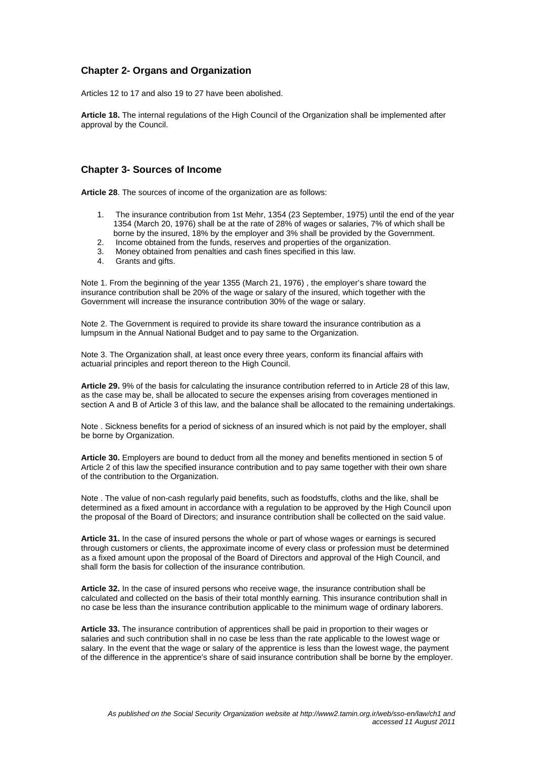## Chapter 2- Organs and Organization

Articles 12 to 17 and also 19 to 27 have been abolished.

**Article 18.** The internal regulations of the High Council of the Organization shall be implemented after approval by the Council.

## Chapter 3- Sources of Income

**Article 28**. The sources of income of the organization are as follows:

1. The insurance contribution from 1st Mehr, 1354 (23 September, 1975) until the end of the year 1354 (March 20, 1976) shall be at the rate of 28% of wages or salaries, 7% of which shall be borne by the insured, 18% by the employer and 3% shall be provided by the Government.
2. Income obtained from the funds, reserves and properties of the organization.
3. Money obtained from penalties and cash fines specified in this law.
4. Grants and gifts.

Note 1. From the beginning of the year 1355 (March 21, 1976) , the employer's share toward the insurance contribution shall be 20% of the wage or salary of the insured, which together with the Government will increase the insurance contribution 30% of the wage or salary.

Note 2. The Government is required to provide its share toward the insurance contribution as a lumpsum in the Annual National Budget and to pay same to the Organization.

Note 3. The Organization shall, at least once every three years, conform its financial affairs with actuarial principles and report thereon to the High Council.

**Article 29.** 9% of the basis for calculating the insurance contribution referred to in Article 28 of this law, as the case may be, shall be allocated to secure the expenses arising from coverages mentioned in section A and B of Article 3 of this law, and the balance shall be allocated to the remaining undertakings.

Note . Sickness benefits for a period of sickness of an insured which is not paid by the employer, shall be borne by Organization.

**Article 30.** Employers are bound to deduct from all the money and benefits mentioned in section 5 of Article 2 of this law the specified insurance contribution and to pay same together with their own share of the contribution to the Organization.

Note . The value of non-cash regularly paid benefits, such as foodstuffs, cloths and the like, shall be determined as a fixed amount in accordance with a regulation to be approved by the High Council upon the proposal of the Board of Directors; and insurance contribution shall be collected on the said value.

**Article 31.** In the case of insured persons the whole or part of whose wages or earnings is secured through customers or clients, the approximate income of every class or profession must be determined as a fixed amount upon the proposal of the Board of Directors and approval of the High Council, and shall form the basis for collection of the insurance contribution.

**Article 32.** In the case of insured persons who receive wage, the insurance contribution shall be calculated and collected on the basis of their total monthly earning. This insurance contribution shall in no case be less than the insurance contribution applicable to the minimum wage of ordinary laborers.

**Article 33.** The insurance contribution of apprentices shall be paid in proportion to their wages or salaries and such contribution shall in no case be less than the rate applicable to the lowest wage or salary. In the event that the wage or salary of the apprentice is less than the lowest wage, the payment of the difference in the apprentice's share of said insurance contribution shall be borne by the employer.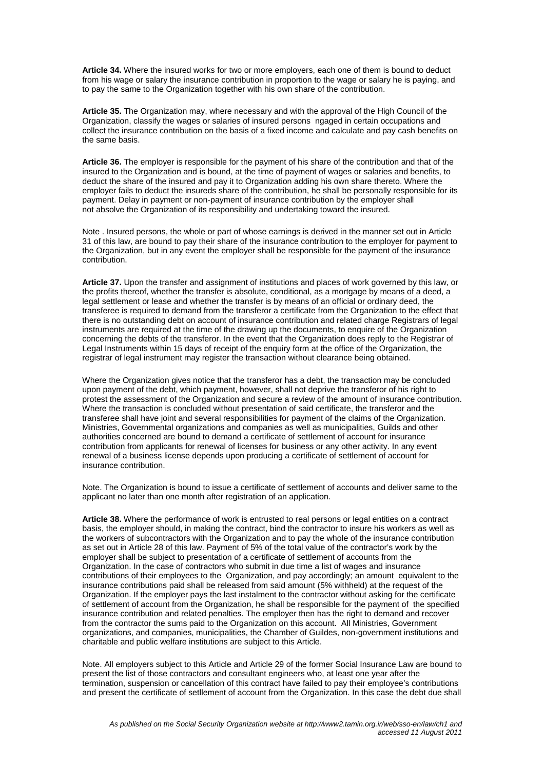**Article 34.** Where the insured works for two or more employers, each one of them is bound to deduct from his wage or salary the insurance contribution in proportion to the wage or salary he is paying, and to pay the same to the Organization together with his own share of the contribution.

**Article 35.** The Organization may, where necessary and with the approval of the High Council of the Organization, classify the wages or salaries of insured persons ngaged in certain occupations and collect the insurance contribution on the basis of a fixed income and calculate and pay cash benefits on the same basis.

**Article 36.** The employer is responsible for the payment of his share of the contribution and that of the insured to the Organization and is bound, at the time of payment of wages or salaries and benefits, to deduct the share of the insured and pay it to Organization adding his own share thereto. Where the employer fails to deduct the insureds share of the contribution, he shall be personally responsible for its payment. Delay in payment or non-payment of insurance contribution by the employer shall not absolve the Organization of its responsibility and undertaking toward the insured.

Note . Insured persons, the whole or part of whose earnings is derived in the manner set out in Article 31 of this law, are bound to pay their share of the insurance contribution to the employer for payment to the Organization, but in any event the employer shall be responsible for the payment of the insurance contribution.

**Article 37.** Upon the transfer and assignment of institutions and places of work governed by this law, or the profits thereof, whether the transfer is absolute, conditional, as a mortgage by means of a deed, a legal settlement or lease and whether the transfer is by means of an official or ordinary deed, the transferee is required to demand from the transferor a certificate from the Organization to the effect that there is no outstanding debt on account of insurance contribution and related charge Registrars of legal instruments are required at the time of the drawing up the documents, to enquire of the Organization concerning the debts of the transferor. In the event that the Organization does reply to the Registrar of Legal Instruments within 15 days of receipt of the enquiry form at the office of the Organization, the registrar of legal instrument may register the transaction without clearance being obtained.

Where the Organization gives notice that the transferor has a debt, the transaction may be concluded upon payment of the debt, which payment, however, shall not deprive the transferor of his right to protest the assessment of the Organization and secure a review of the amount of insurance contribution. Where the transaction is concluded without presentation of said certificate, the transferor and the transferee shall have joint and several responsibilities for payment of the claims of the Organization. Ministries, Governmental organizations and companies as well as municipalities, Guilds and other authorities concerned are bound to demand a certificate of settlement of account for insurance contribution from applicants for renewal of licenses for business or any other activity. In any event renewal of a business license depends upon producing a certificate of settlement of account for insurance contribution.

Note. The Organization is bound to issue a certificate of settlement of accounts and deliver same to the applicant no later than one month after registration of an application.

**Article 38.** Where the performance of work is entrusted to real persons or legal entities on a contract basis, the employer should, in making the contract, bind the contractor to insure his workers as well as the workers of subcontractors with the Organization and to pay the whole of the insurance contribution as set out in Article 28 of this law. Payment of 5% of the total value of the contractor's work by the employer shall be subject to presentation of a certificate of settlement of accounts from the Organization. In the case of contractors who submit in due time a list of wages and insurance contributions of their employees to the Organization, and pay accordingly; an amount equivalent to the insurance contributions paid shall be released from said amount (5% withheld) at the request of the Organization. If the employer pays the last instalment to the contractor without asking for the certificate of settlement of account from the Organization, he shall be responsible for the payment of the specified insurance contribution and related penalties. The employer then has the right to demand and recover from the contractor the sums paid to the Organization on this account. All Ministries, Government organizations, and companies, municipalities, the Chamber of Guildes, non-government institutions and charitable and public welfare institutions are subject to this Article.

Note. All employers subject to this Article and Article 29 of the former Social Insurance Law are bound to present the list of those contractors and consultant engineers who, at least one year after the termination, suspension or cancellation of this contract have failed to pay their employee's contributions and present the certificate of setllement of account from the Organization. In this case the debt due shall

*As published on the Social Security Organization website at http://www2.tamin.org.ir/web/sso-en/law/ch1 and accessed 11 August 2011*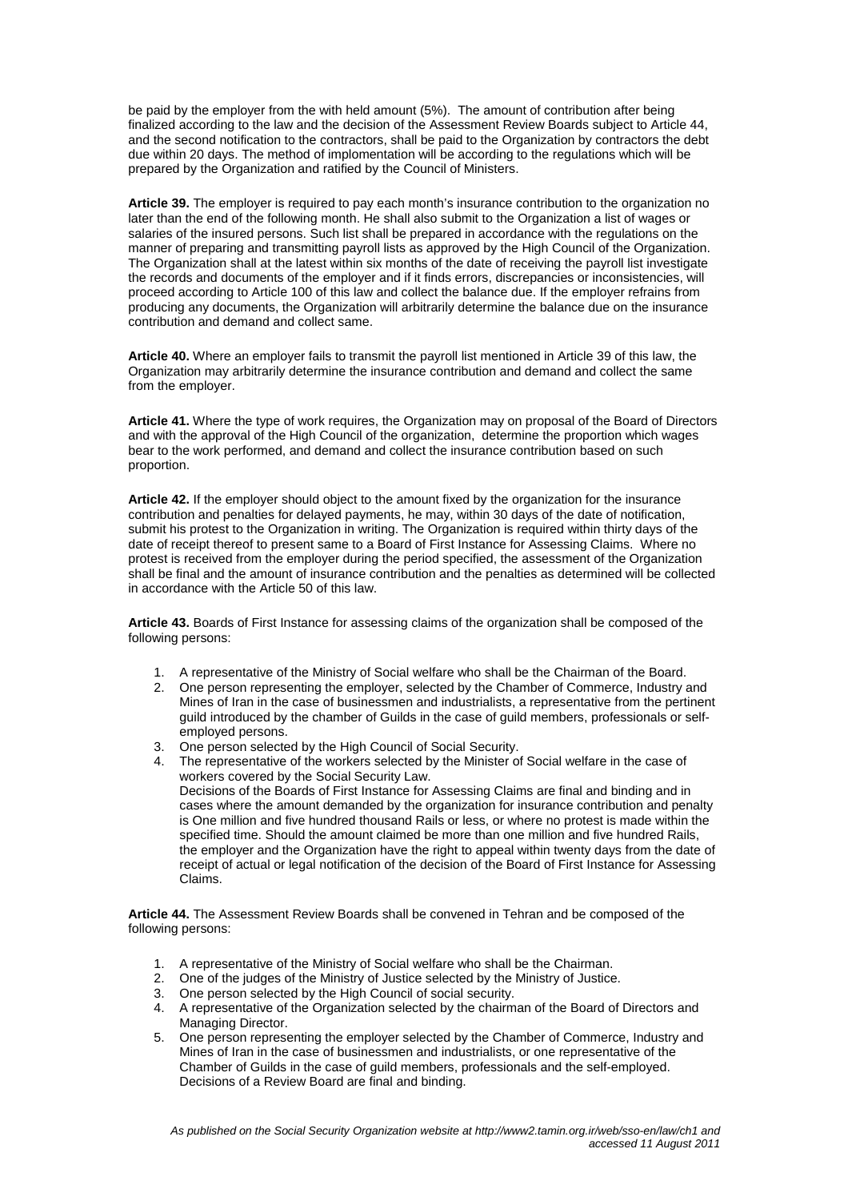be paid by the employer from the with held amount (5%). The amount of contribution after being finalized according to the law and the decision of the Assessment Review Boards subject to Article 44, and the second notification to the contractors, shall be paid to the Organization by contractors the debt due within 20 days. The method of implomentation will be according to the regulations which will be prepared by the Organization and ratified by the Council of Ministers.

**Article 39.** The employer is required to pay each month's insurance contribution to the organization no later than the end of the following month. He shall also submit to the Organization a list of wages or salaries of the insured persons. Such list shall be prepared in accordance with the regulations on the manner of preparing and transmitting payroll lists as approved by the High Council of the Organization. The Organization shall at the latest within six months of the date of receiving the payroll list investigate the records and documents of the employer and if it finds errors, discrepancies or inconsistencies, will proceed according to Article 100 of this law and collect the balance due. If the employer refrains from producing any documents, the Organization will arbitrarily determine the balance due on the insurance contribution and demand and collect same.

**Article 40.** Where an employer fails to transmit the payroll list mentioned in Article 39 of this law, the Organization may arbitrarily determine the insurance contribution and demand and collect the same from the employer.

**Article 41.** Where the type of work requires, the Organization may on proposal of the Board of Directors and with the approval of the High Council of the organization, determine the proportion which wages bear to the work performed, and demand and collect the insurance contribution based on such proportion.

**Article 42.** If the employer should object to the amount fixed by the organization for the insurance contribution and penalties for delayed payments, he may, within 30 days of the date of notification, submit his protest to the Organization in writing. The Organization is required within thirty days of the date of receipt thereof to present same to a Board of First Instance for Assessing Claims. Where no protest is received from the employer during the period specified, the assessment of the Organization shall be final and the amount of insurance contribution and the penalties as determined will be collected in accordance with the Article 50 of this law.

**Article 43.** Boards of First Instance for assessing claims of the organization shall be composed of the following persons:

1. A representative of the Ministry of Social welfare who shall be the Chairman of the Board.
2. One person representing the employer, selected by the Chamber of Commerce, Industry and Mines of Iran in the case of businessmen and industrialists, a representative from the pertinent guild introduced by the chamber of Guilds in the case of guild members, professionals or self-employed persons.
3. One person selected by the High Council of Social Security.
4. The representative of the workers selected by the Minister of Social welfare in the case of workers covered by the Social Security Law.
   Decisions of the Boards of First Instance for Assessing Claims are final and binding and in cases where the amount demanded by the organization for insurance contribution and penalty is One million and five hundred thousand Rails or less, or where no protest is made within the specified time. Should the amount claimed be more than one million and five hundred Rails, the employer and the Organization have the right to appeal within twenty days from the date of receipt of actual or legal notification of the decision of the Board of First Instance for Assessing Claims.

**Article 44.** The Assessment Review Boards shall be convened in Tehran and be composed of the following persons:

1. A representative of the Ministry of Social welfare who shall be the Chairman.
2. One of the judges of the Ministry of Justice selected by the Ministry of Justice.
3. One person selected by the High Council of social security.
4. A representative of the Organization selected by the chairman of the Board of Directors and Managing Director.
5. One person representing the employer selected by the Chamber of Commerce, Industry and Mines of Iran in the case of businessmen and industrialists, or one representative of the Chamber of Guilds in the case of guild members, professionals and the self-employed.
   Decisions of a Review Board are final and binding.

*As published on the Social Security Organization website at http://www2.tamin.org.ir/web/sso-en/law/ch1 and accessed 11 August 2011*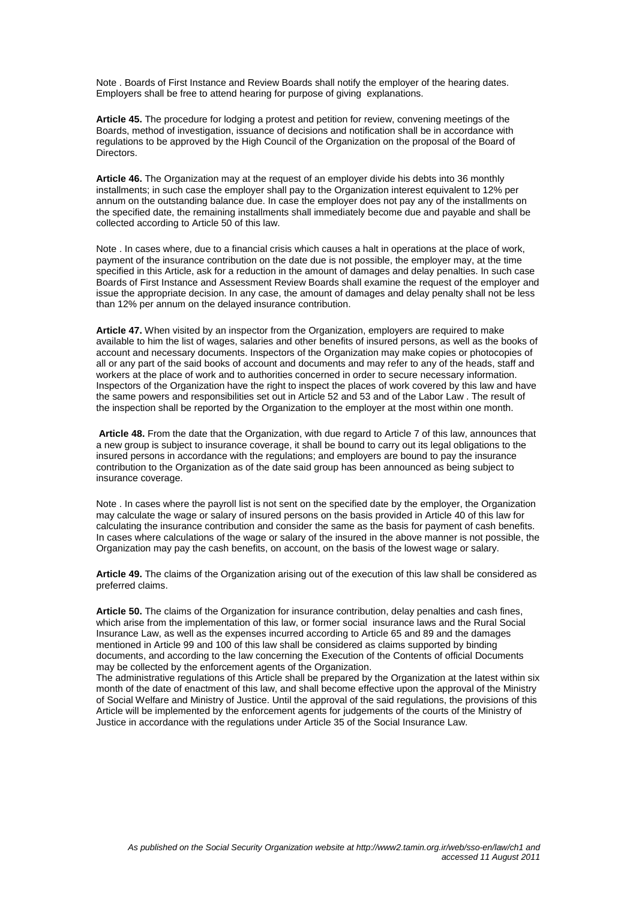Note . Boards of First Instance and Review Boards shall notify the employer of the hearing dates. Employers shall be free to attend hearing for purpose of giving explanations.

**Article 45.** The procedure for lodging a protest and petition for review, convening meetings of the Boards, method of investigation, issuance of decisions and notification shall be in accordance with regulations to be approved by the High Council of the Organization on the proposal of the Board of Directors.

**Article 46.** The Organization may at the request of an employer divide his debts into 36 monthly installments; in such case the employer shall pay to the Organization interest equivalent to 12% per annum on the outstanding balance due. In case the employer does not pay any of the installments on the specified date, the remaining installments shall immediately become due and payable and shall be collected according to Article 50 of this law.

Note . In cases where, due to a financial crisis which causes a halt in operations at the place of work, payment of the insurance contribution on the date due is not possible, the employer may, at the time specified in this Article, ask for a reduction in the amount of damages and delay penalties. In such case Boards of First Instance and Assessment Review Boards shall examine the request of the employer and issue the appropriate decision. In any case, the amount of damages and delay penalty shall not be less than 12% per annum on the delayed insurance contribution.

**Article 47.** When visited by an inspector from the Organization, employers are required to make available to him the list of wages, salaries and other benefits of insured persons, as well as the books of account and necessary documents. Inspectors of the Organization may make copies or photocopies of all or any part of the said books of account and documents and may refer to any of the heads, staff and workers at the place of work and to authorities concerned in order to secure necessary information. Inspectors of the Organization have the right to inspect the places of work covered by this law and have the same powers and responsibilities set out in Article 52 and 53 and of the Labor Law . The result of the inspection shall be reported by the Organization to the employer at the most within one month.

**Article 48.** From the date that the Organization, with due regard to Article 7 of this law, announces that a new group is subject to insurance coverage, it shall be bound to carry out its legal obligations to the insured persons in accordance with the regulations; and employers are bound to pay the insurance contribution to the Organization as of the date said group has been announced as being subject to insurance coverage.

Note . In cases where the payroll list is not sent on the specified date by the employer, the Organization may calculate the wage or salary of insured persons on the basis provided in Article 40 of this law for calculating the insurance contribution and consider the same as the basis for payment of cash benefits. In cases where calculations of the wage or salary of the insured in the above manner is not possible, the Organization may pay the cash benefits, on account, on the basis of the lowest wage or salary.

**Article 49.** The claims of the Organization arising out of the execution of this law shall be considered as preferred claims.

**Article 50.** The claims of the Organization for insurance contribution, delay penalties and cash fines, which arise from the implementation of this law, or former social insurance laws and the Rural Social Insurance Law, as well as the expenses incurred according to Article 65 and 89 and the damages mentioned in Article 99 and 100 of this law shall be considered as claims supported by binding documents, and according to the law concerning the Execution of the Contents of official Documents may be collected by the enforcement agents of the Organization.
The administrative regulations of this Article shall be prepared by the Organization at the latest within six month of the date of enactment of this law, and shall become effective upon the approval of the Ministry of Social Welfare and Ministry of Justice. Until the approval of the said regulations, the provisions of this Article will be implemented by the enforcement agents for judgements of the courts of the Ministry of Justice in accordance with the regulations under Article 35 of the Social Insurance Law.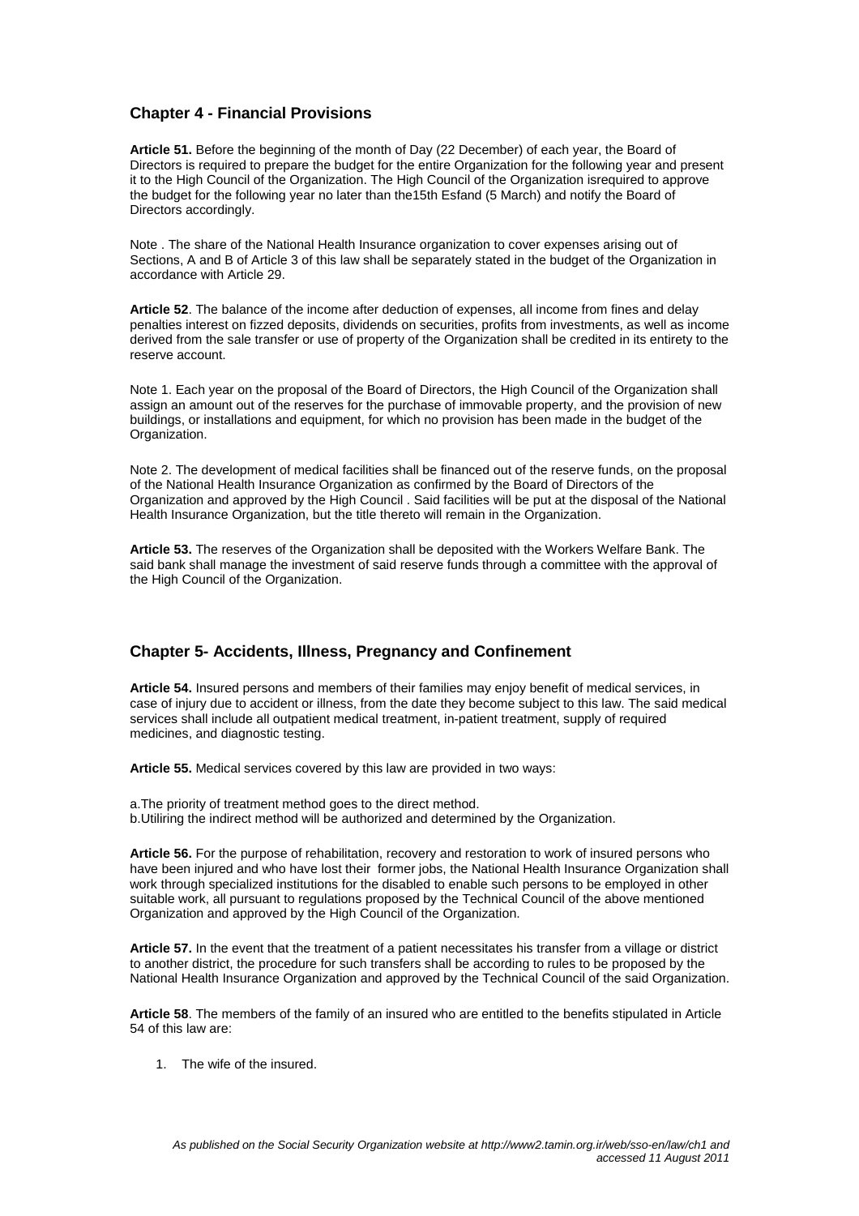## Chapter 4 - Financial Provisions

**Article 51.** Before the beginning of the month of Day (22 December) of each year, the Board of Directors is required to prepare the budget for the entire Organization for the following year and present it to the High Council of the Organization. The High Council of the Organization isrequired to approve the budget for the following year no later than the15th Esfand (5 March) and notify the Board of Directors accordingly.

Note . The share of the National Health Insurance organization to cover expenses arising out of Sections, A and B of Article 3 of this law shall be separately stated in the budget of the Organization in accordance with Article 29.

**Article 52**. The balance of the income after deduction of expenses, all income from fines and delay penalties interest on fizzed deposits, dividends on securities, profits from investments, as well as income derived from the sale transfer or use of property of the Organization shall be credited in its entirety to the reserve account.

Note 1. Each year on the proposal of the Board of Directors, the High Council of the Organization shall assign an amount out of the reserves for the purchase of immovable property, and the provision of new buildings, or installations and equipment, for which no provision has been made in the budget of the Organization.

Note 2. The development of medical facilities shall be financed out of the reserve funds, on the proposal of the National Health Insurance Organization as confirmed by the Board of Directors of the Organization and approved by the High Council . Said facilities will be put at the disposal of the National Health Insurance Organization, but the title thereto will remain in the Organization.

**Article 53.** The reserves of the Organization shall be deposited with the Workers Welfare Bank. The said bank shall manage the investment of said reserve funds through a committee with the approval of the High Council of the Organization.

## Chapter 5- Accidents, Illness, Pregnancy and Confinement

**Article 54.** Insured persons and members of their families may enjoy benefit of medical services, in case of injury due to accident or illness, from the date they become subject to this law. The said medical services shall include all outpatient medical treatment, in-patient treatment, supply of required medicines, and diagnostic testing.

**Article 55.** Medical services covered by this law are provided in two ways:

a.The priority of treatment method goes to the direct method.
b.Utiliring the indirect method will be authorized and determined by the Organization.

**Article 56.** For the purpose of rehabilitation, recovery and restoration to work of insured persons who have been injured and who have lost their former jobs, the National Health Insurance Organization shall work through specialized institutions for the disabled to enable such persons to be employed in other suitable work, all pursuant to regulations proposed by the Technical Council of the above mentioned Organization and approved by the High Council of the Organization.

**Article 57.** In the event that the treatment of a patient necessitates his transfer from a village or district to another district, the procedure for such transfers shall be according to rules to be proposed by the National Health Insurance Organization and approved by the Technical Council of the said Organization.

**Article 58**. The members of the family of an insured who are entitled to the benefits stipulated in Article 54 of this law are:

1. The wife of the insured.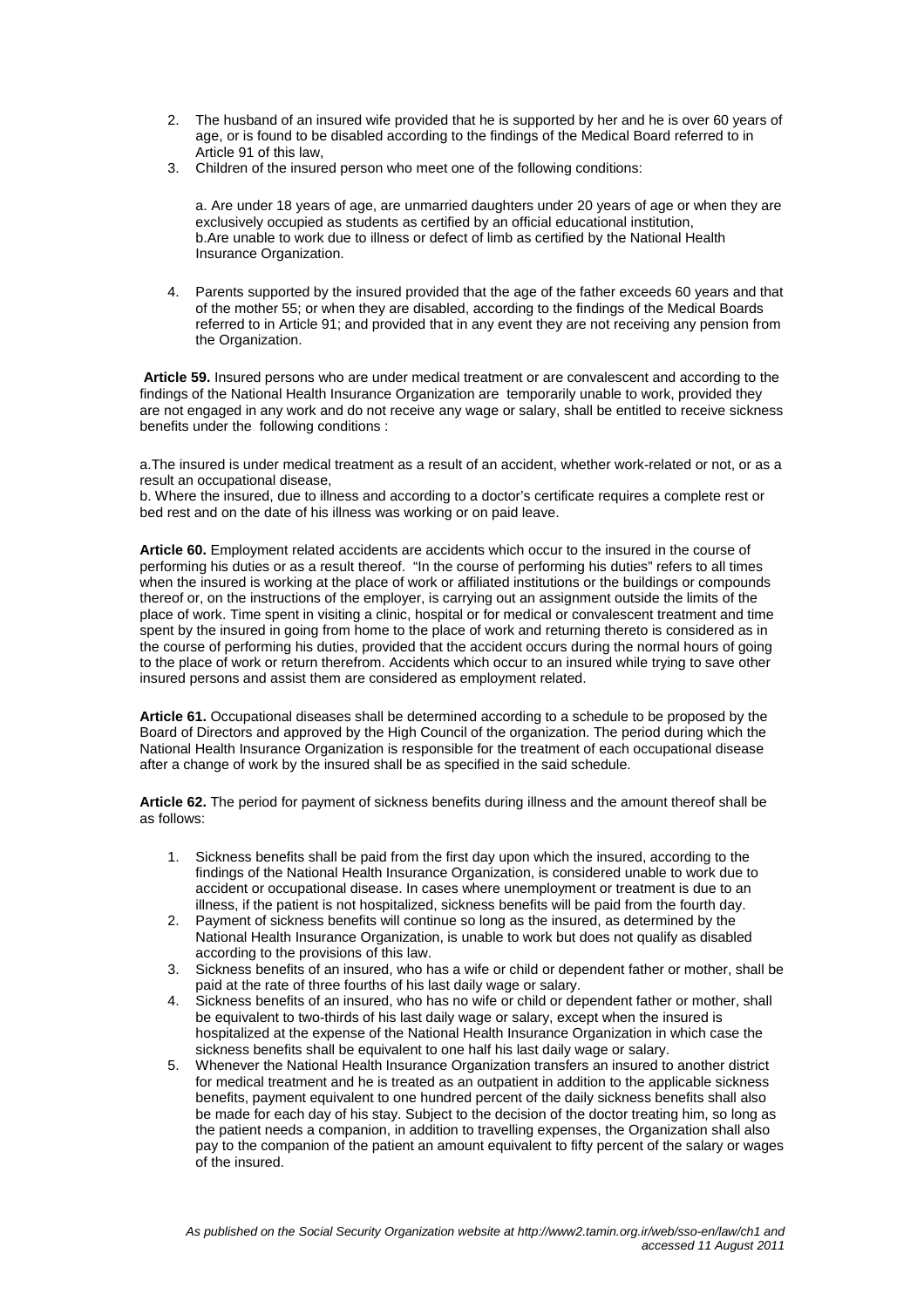2. The husband of an insured wife provided that he is supported by her and he is over 60 years of age, or is found to be disabled according to the findings of the Medical Board referred to in Article 91 of this law,
3. Children of the insured person who meet one of the following conditions:

   a. Are under 18 years of age, are unmarried daughters under 20 years of age or when they are exclusively occupied as students as certified by an official educational institution,
   b.Are unable to work due to illness or defect of limb as certified by the National Health Insurance Organization.

4. Parents supported by the insured provided that the age of the father exceeds 60 years and that of the mother 55; or when they are disabled, according to the findings of the Medical Boards referred to in Article 91; and provided that in any event they are not receiving any pension from the Organization.

**Article 59.** Insured persons who are under medical treatment or are convalescent and according to the findings of the National Health Insurance Organization are temporarily unable to work, provided they are not engaged in any work and do not receive any wage or salary, shall be entitled to receive sickness benefits under the following conditions :

a.The insured is under medical treatment as a result of an accident, whether work-related or not, or as a result an occupational disease,
b. Where the insured, due to illness and according to a doctor's certificate requires a complete rest or bed rest and on the date of his illness was working or on paid leave.

**Article 60.** Employment related accidents are accidents which occur to the insured in the course of performing his duties or as a result thereof. "In the course of performing his duties" refers to all times when the insured is working at the place of work or affiliated institutions or the buildings or compounds thereof or, on the instructions of the employer, is carrying out an assignment outside the limits of the place of work. Time spent in visiting a clinic, hospital or for medical or convalescent treatment and time spent by the insured in going from home to the place of work and returning thereto is considered as in the course of performing his duties, provided that the accident occurs during the normal hours of going to the place of work or return therefrom. Accidents which occur to an insured while trying to save other insured persons and assist them are considered as employment related.

**Article 61.** Occupational diseases shall be determined according to a schedule to be proposed by the Board of Directors and approved by the High Council of the organization. The period during which the National Health Insurance Organization is responsible for the treatment of each occupational disease after a change of work by the insured shall be as specified in the said schedule.

**Article 62.** The period for payment of sickness benefits during illness and the amount thereof shall be as follows:

1. Sickness benefits shall be paid from the first day upon which the insured, according to the findings of the National Health Insurance Organization, is considered unable to work due to accident or occupational disease. In cases where unemployment or treatment is due to an illness, if the patient is not hospitalized, sickness benefits will be paid from the fourth day.
2. Payment of sickness benefits will continue so long as the insured, as determined by the National Health Insurance Organization, is unable to work but does not qualify as disabled according to the provisions of this law.
3. Sickness benefits of an insured, who has a wife or child or dependent father or mother, shall be paid at the rate of three fourths of his last daily wage or salary.
4. Sickness benefits of an insured, who has no wife or child or dependent father or mother, shall be equivalent to two-thirds of his last daily wage or salary, except when the insured is hospitalized at the expense of the National Health Insurance Organization in which case the sickness benefits shall be equivalent to one half his last daily wage or salary.
5. Whenever the National Health Insurance Organization transfers an insured to another district for medical treatment and he is treated as an outpatient in addition to the applicable sickness benefits, payment equivalent to one hundred percent of the daily sickness benefits shall also be made for each day of his stay. Subject to the decision of the doctor treating him, so long as the patient needs a companion, in addition to travelling expenses, the Organization shall also pay to the companion of the patient an amount equivalent to fifty percent of the salary or wages of the insured.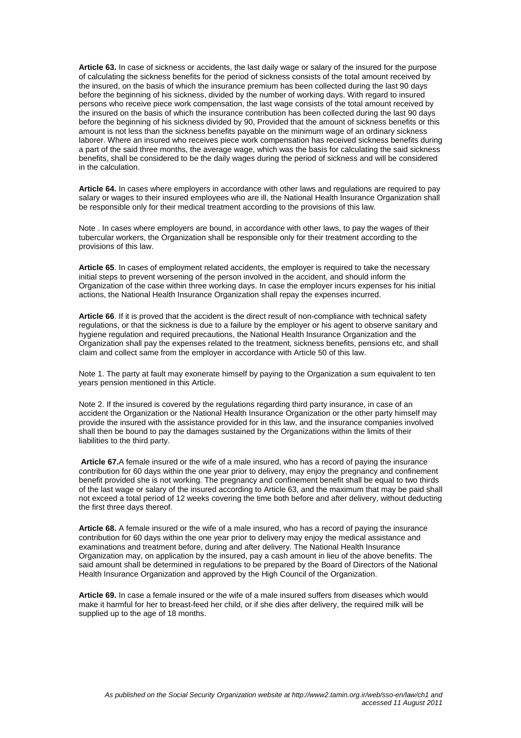**Article 63.** In case of sickness or accidents, the last daily wage or salary of the insured for the purpose of calculating the sickness benefits for the period of sickness consists of the total amount received by the insured, on the basis of which the insurance premium has been collected during the last 90 days before the beginning of his sickness, divided by the number of working days. With regard to insured persons who receive piece work compensation, the last wage consists of the total amount received by the insured on the basis of which the insurance contribution has been collected during the last 90 days before the beginning of his sickness divided by 90, Provided that the amount of sickness benefits or this amount is not less than the sickness benefits payable on the minimum wage of an ordinary sickness laborer. Where an insured who receives piece work compensation has received sickness benefits during a part of the said three months, the average wage, which was the basis for calculating the said sickness benefits, shall be considered to be the daily wages during the period of sickness and will be considered in the calculation.

**Article 64.** In cases where employers in accordance with other laws and regulations are required to pay salary or wages to their insured employees who are ill, the National Health Insurance Organization shall be responsible only for their medical treatment according to the provisions of this law.

Note . In cases where employers are bound, in accordance with other laws, to pay the wages of their tubercular workers, the Organization shall be responsible only for their treatment according to the provisions of this law.

**Article 65**. In cases of employment related accidents, the employer is required to take the necessary initial steps to prevent worsening of the person involved in the accident, and should inform the Organization of the case within three working days. In case the employer incurs expenses for his initial actions, the National Health Insurance Organization shall repay the expenses incurred.

**Article 66**. If it is proved that the accident is the direct result of non-compliance with technical safety regulations, or that the sickness is due to a failure by the employer or his agent to observe sanitary and hygiene regulation and required precautions, the National Health Insurance Organization and the Organization shall pay the expenses related to the treatment, sickness benefits, pensions etc, and shall claim and collect same from the employer in accordance with Article 50 of this law.

Note 1. The party at fault may exonerate himself by paying to the Organization a sum equivalent to ten years pension mentioned in this Article.

Note 2. If the insured is covered by the regulations regarding third party insurance, in case of an accident the Organization or the National Health Insurance Organization or the other party himself may provide the insured with the assistance provided for in this law, and the insurance companies involved shall then be bound to pay the damages sustained by the Organizations within the limits of their liabilities to the third party.

**Article 67.** A female insured or the wife of a male insured, who has a record of paying the insurance contribution for 60 days within the one year prior to delivery, may enjoy the pregnancy and confinement benefit provided she is not working. The pregnancy and confinement benefit shall be equal to two thirds of the last wage or salary of the insured according to Article 63, and the maximum that may be paid shall not exceed a total period of 12 weeks covering the time both before and after delivery, without deducting the first three days thereof.

**Article 68.** A female insured or the wife of a male insured, who has a record of paying the insurance contribution for 60 days within the one year prior to delivery may enjoy the medical assistance and examinations and treatment before, during and after delivery. The National Health Insurance Organization may, on application by the insured, pay a cash amount in lieu of the above benefits. The said amount shall be determined in regulations to be prepared by the Board of Directors of the National Health Insurance Organization and approved by the High Council of the Organization.

**Article 69.** In case a female insured or the wife of a male insured suffers from diseases which would make it harmful for her to breast-feed her child, or if she dies after delivery, the required milk will be supplied up to the age of 18 months.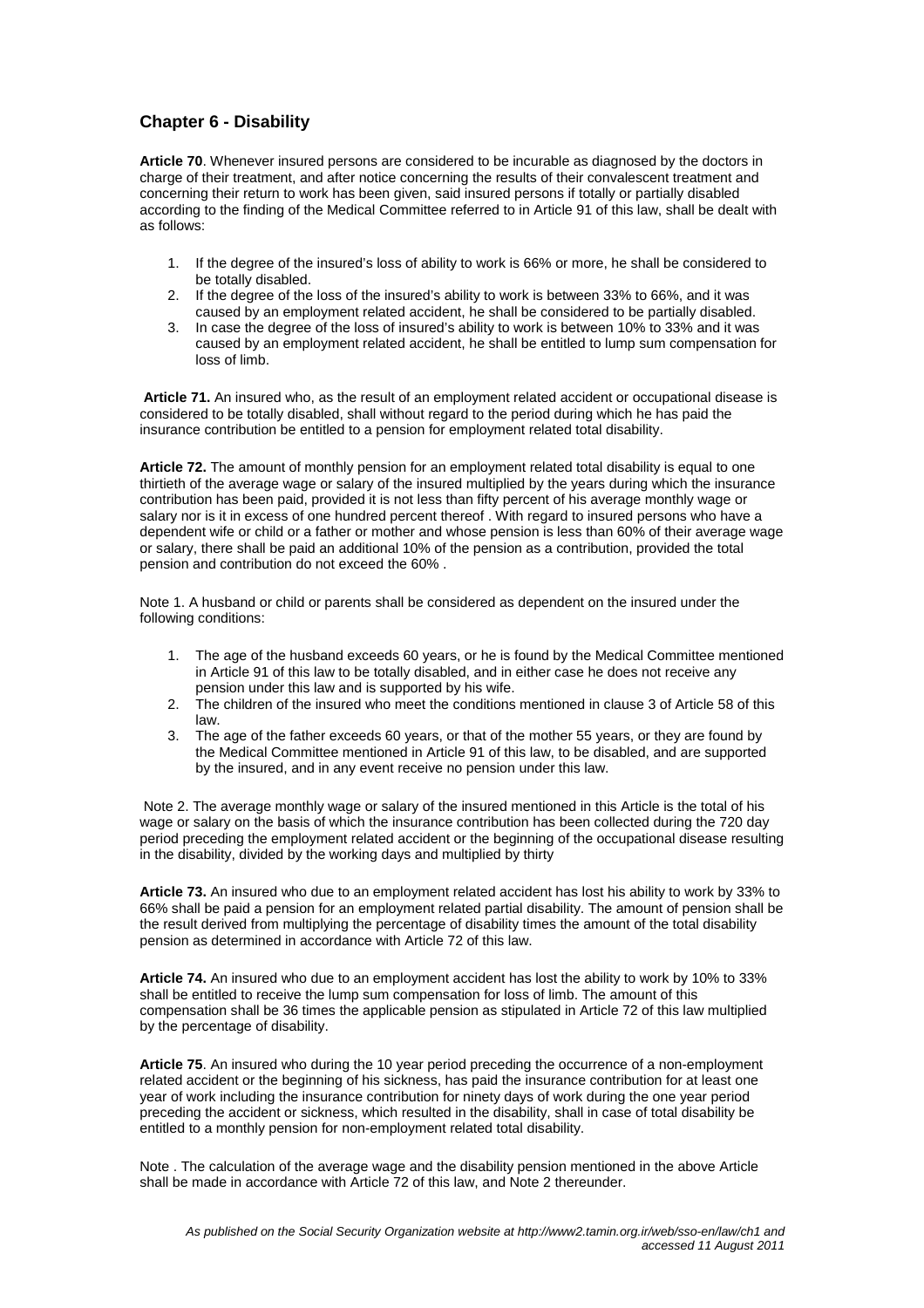## Chapter 6 - Disability

**Article 70**. Whenever insured persons are considered to be incurable as diagnosed by the doctors in charge of their treatment, and after notice concerning the results of their convalescent treatment and concerning their return to work has been given, said insured persons if totally or partially disabled according to the finding of the Medical Committee referred to in Article 91 of this law, shall be dealt with as follows:

1. If the degree of the insured's loss of ability to work is 66% or more, he shall be considered to be totally disabled.
2. If the degree of the loss of the insured's ability to work is between 33% to 66%, and it was caused by an employment related accident, he shall be considered to be partially disabled.
3. In case the degree of the loss of insured's ability to work is between 10% to 33% and it was caused by an employment related accident, he shall be entitled to lump sum compensation for loss of limb.

**Article 71.** An insured who, as the result of an employment related accident or occupational disease is considered to be totally disabled, shall without regard to the period during which he has paid the insurance contribution be entitled to a pension for employment related total disability.

**Article 72.** The amount of monthly pension for an employment related total disability is equal to one thirtieth of the average wage or salary of the insured multiplied by the years during which the insurance contribution has been paid, provided it is not less than fifty percent of his average monthly wage or salary nor is it in excess of one hundred percent thereof . With regard to insured persons who have a dependent wife or child or a father or mother and whose pension is less than 60% of their average wage or salary, there shall be paid an additional 10% of the pension as a contribution, provided the total pension and contribution do not exceed the 60% .

Note 1. A husband or child or parents shall be considered as dependent on the insured under the following conditions:

1. The age of the husband exceeds 60 years, or he is found by the Medical Committee mentioned in Article 91 of this law to be totally disabled, and in either case he does not receive any pension under this law and is supported by his wife.
2. The children of the insured who meet the conditions mentioned in clause 3 of Article 58 of this law.
3. The age of the father exceeds 60 years, or that of the mother 55 years, or they are found by the Medical Committee mentioned in Article 91 of this law, to be disabled, and are supported by the insured, and in any event receive no pension under this law.

Note 2. The average monthly wage or salary of the insured mentioned in this Article is the total of his wage or salary on the basis of which the insurance contribution has been collected during the 720 day period preceding the employment related accident or the beginning of the occupational disease resulting in the disability, divided by the working days and multiplied by thirty

**Article 73.** An insured who due to an employment related accident has lost his ability to work by 33% to 66% shall be paid a pension for an employment related partial disability. The amount of pension shall be the result derived from multiplying the percentage of disability times the amount of the total disability pension as determined in accordance with Article 72 of this law.

**Article 74.** An insured who due to an employment accident has lost the ability to work by 10% to 33% shall be entitled to receive the lump sum compensation for loss of limb. The amount of this compensation shall be 36 times the applicable pension as stipulated in Article 72 of this law multiplied by the percentage of disability.

**Article 75**. An insured who during the 10 year period preceding the occurrence of a non-employment related accident or the beginning of his sickness, has paid the insurance contribution for at least one year of work including the insurance contribution for ninety days of work during the one year period preceding the accident or sickness, which resulted in the disability, shall in case of total disability be entitled to a monthly pension for non-employment related total disability.

Note . The calculation of the average wage and the disability pension mentioned in the above Article shall be made in accordance with Article 72 of this law, and Note 2 thereunder.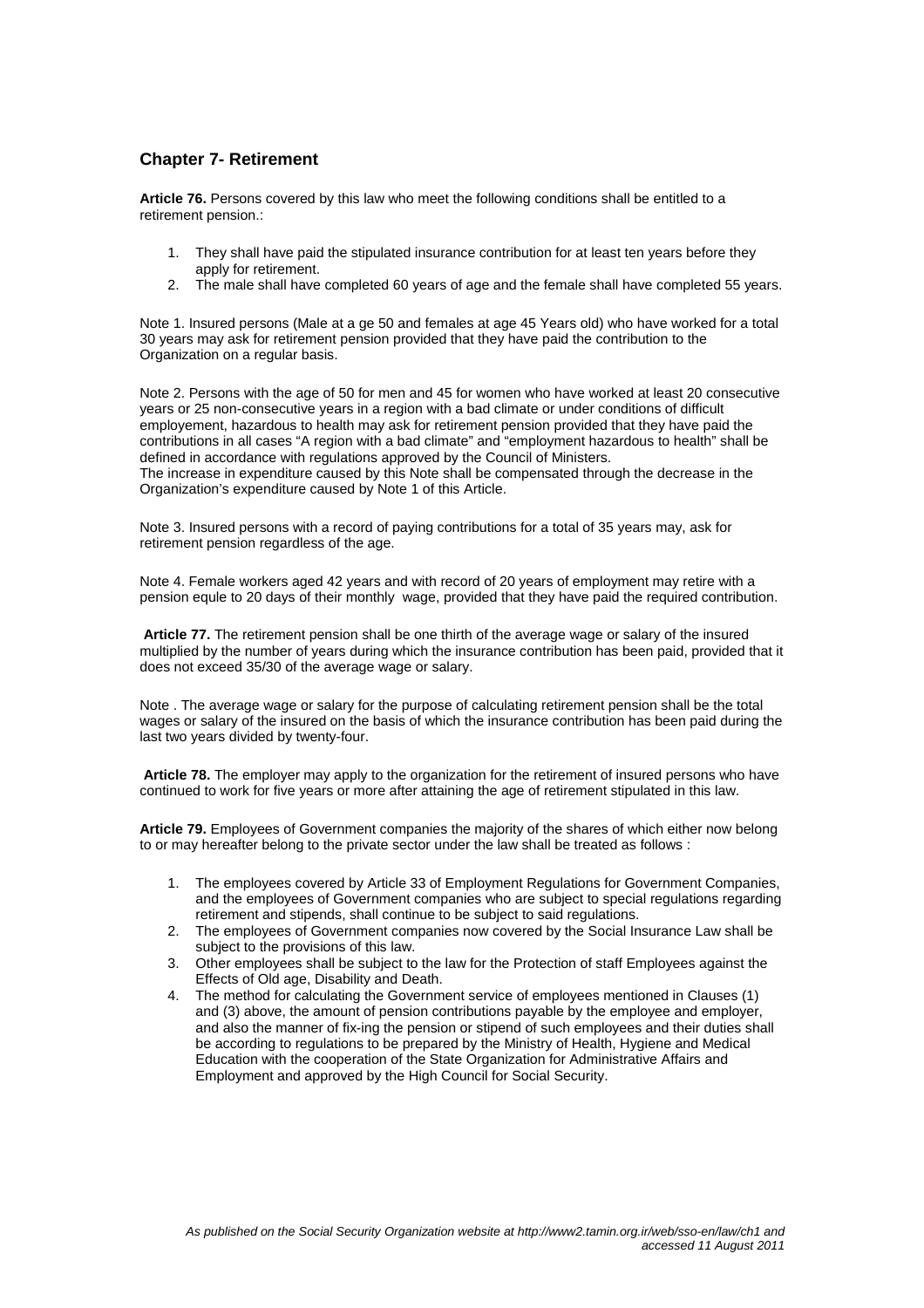## Chapter 7- Retirement

**Article 76.** Persons covered by this law who meet the following conditions shall be entitled to a retirement pension.:

1. They shall have paid the stipulated insurance contribution for at least ten years before they apply for retirement.
2. The male shall have completed 60 years of age and the female shall have completed 55 years.

Note 1. Insured persons (Male at a ge 50 and females at age 45 Years old) who have worked for a total 30 years may ask for retirement pension provided that they have paid the contribution to the Organization on a regular basis.

Note 2. Persons with the age of 50 for men and 45 for women who have worked at least 20 consecutive years or 25 non-consecutive years in a region with a bad climate or under conditions of difficult employement, hazardous to health may ask for retirement pension provided that they have paid the contributions in all cases "A region with a bad climate" and "employment hazardous to health" shall be defined in accordance with regulations approved by the Council of Ministers.
The increase in expenditure caused by this Note shall be compensated through the decrease in the Organization's expenditure caused by Note 1 of this Article.

Note 3. Insured persons with a record of paying contributions for a total of 35 years may, ask for retirement pension regardless of the age.

Note 4. Female workers aged 42 years and with record of 20 years of employment may retire with a pension equle to 20 days of their monthly wage, provided that they have paid the required contribution.

**Article 77.** The retirement pension shall be one thirth of the average wage or salary of the insured multiplied by the number of years during which the insurance contribution has been paid, provided that it does not exceed 35/30 of the average wage or salary.

Note . The average wage or salary for the purpose of calculating retirement pension shall be the total wages or salary of the insured on the basis of which the insurance contribution has been paid during the last two years divided by twenty-four.

**Article 78.** The employer may apply to the organization for the retirement of insured persons who have continued to work for five years or more after attaining the age of retirement stipulated in this law.

**Article 79.** Employees of Government companies the majority of the shares of which either now belong to or may hereafter belong to the private sector under the law shall be treated as follows :

1. The employees covered by Article 33 of Employment Regulations for Government Companies, and the employees of Government companies who are subject to special regulations regarding retirement and stipends, shall continue to be subject to said regulations.
2. The employees of Government companies now covered by the Social Insurance Law shall be subject to the provisions of this law.
3. Other employees shall be subject to the law for the Protection of staff Employees against the Effects of Old age, Disability and Death.
4. The method for calculating the Government service of employees mentioned in Clauses (1) and (3) above, the amount of pension contributions payable by the employee and employer, and also the manner of fix-ing the pension or stipend of such employees and their duties shall be according to regulations to be prepared by the Ministry of Health, Hygiene and Medical Education with the cooperation of the State Organization for Administrative Affairs and Employment and approved by the High Council for Social Security.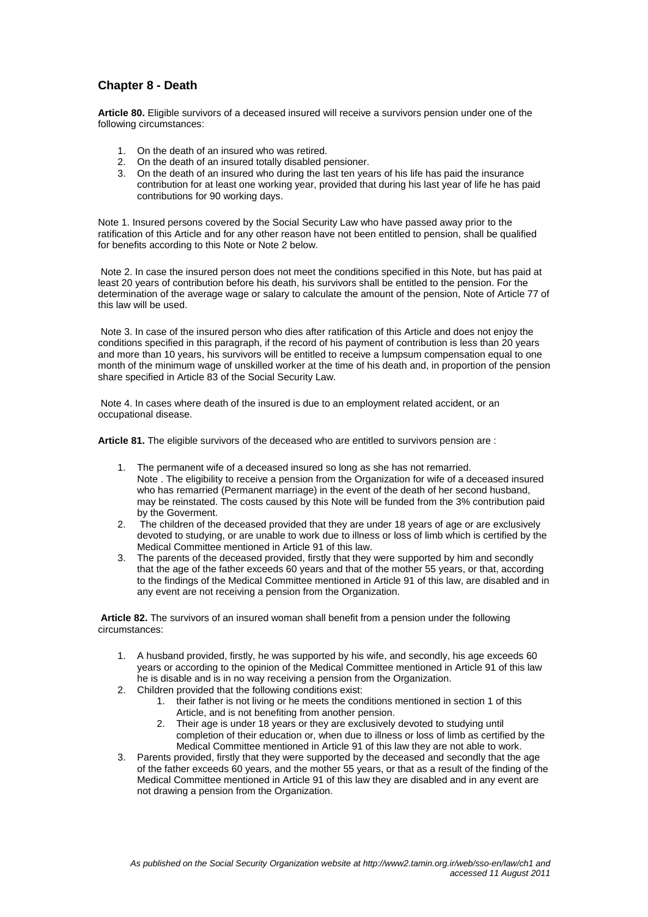## Chapter 8 - Death

**Article 80.** Eligible survivors of a deceased insured will receive a survivors pension under one of the following circumstances:

1. On the death of an insured who was retired.
2. On the death of an insured totally disabled pensioner.
3. On the death of an insured who during the last ten years of his life has paid the insurance contribution for at least one working year, provided that during his last year of life he has paid contributions for 90 working days.

Note 1. Insured persons covered by the Social Security Law who have passed away prior to the ratification of this Article and for any other reason have not been entitled to pension, shall be qualified for benefits according to this Note or Note 2 below.

Note 2. In case the insured person does not meet the conditions specified in this Note, but has paid at least 20 years of contribution before his death, his survivors shall be entitled to the pension. For the determination of the average wage or salary to calculate the amount of the pension, Note of Article 77 of this law will be used.

Note 3. In case of the insured person who dies after ratification of this Article and does not enjoy the conditions specified in this paragraph, if the record of his payment of contribution is less than 20 years and more than 10 years, his survivors will be entitled to receive a lumpsum compensation equal to one month of the minimum wage of unskilled worker at the time of his death and, in proportion of the pension share specified in Article 83 of the Social Security Law.

Note 4. In cases where death of the insured is due to an employment related accident, or an occupational disease.

**Article 81.** The eligible survivors of the deceased who are entitled to survivors pension are :

1. The permanent wife of a deceased insured so long as she has not remarried.
   Note . The eligibility to receive a pension from the Organization for wife of a deceased insured who has remarried (Permanent marriage) in the event of the death of her second husband, may be reinstated. The costs caused by this Note will be funded from the 3% contribution paid by the Goverment.
2. The children of the deceased provided that they are under 18 years of age or are exclusively devoted to studying, or are unable to work due to illness or loss of limb which is certified by the Medical Committee mentioned in Article 91 of this law.
3. The parents of the deceased provided, firstly that they were supported by him and secondly that the age of the father exceeds 60 years and that of the mother 55 years, or that, according to the findings of the Medical Committee mentioned in Article 91 of this law, are disabled and in any event are not receiving a pension from the Organization.

**Article 82.** The survivors of an insured woman shall benefit from a pension under the following circumstances:

1. A husband provided, firstly, he was supported by his wife, and secondly, his age exceeds 60 years or according to the opinion of the Medical Committee mentioned in Article 91 of this law he is disable and is in no way receiving a pension from the Organization.
2. Children provided that the following conditions exist:
   1. their father is not living or he meets the conditions mentioned in section 1 of this Article, and is not benefiting from another pension.
   2. Their age is under 18 years or they are exclusively devoted to studying until completion of their education or, when due to illness or loss of limb as certified by the Medical Committee mentioned in Article 91 of this law they are not able to work.
3. Parents provided, firstly that they were supported by the deceased and secondly that the age of the father exceeds 60 years, and the mother 55 years, or that as a result of the finding of the Medical Committee mentioned in Article 91 of this law they are disabled and in any event are not drawing a pension from the Organization.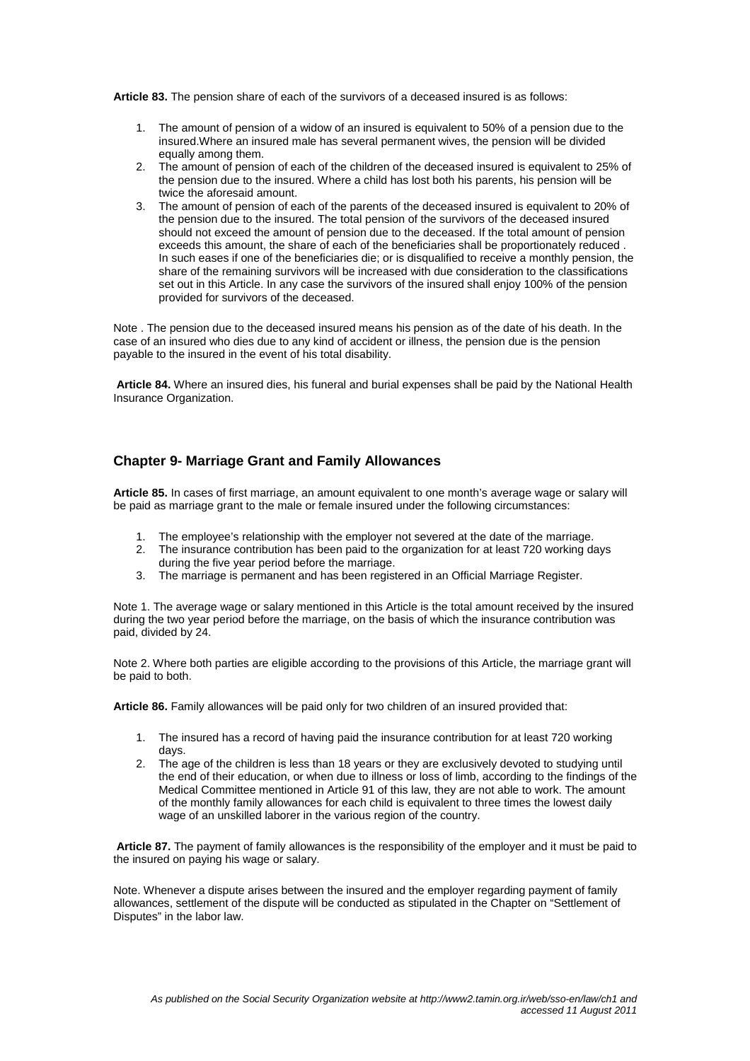**Article 83.** The pension share of each of the survivors of a deceased insured is as follows:

1. The amount of pension of a widow of an insured is equivalent to 50% of a pension due to the insured.Where an insured male has several permanent wives, the pension will be divided equally among them.
2. The amount of pension of each of the children of the deceased insured is equivalent to 25% of the pension due to the insured. Where a child has lost both his parents, his pension will be twice the aforesaid amount.
3. The amount of pension of each of the parents of the deceased insured is equivalent to 20% of the pension due to the insured. The total pension of the survivors of the deceased insured should not exceed the amount of pension due to the deceased. If the total amount of pension exceeds this amount, the share of each of the beneficiaries shall be proportionately reduced . In such eases if one of the beneficiaries die; or is disqualified to receive a monthly pension, the share of the remaining survivors will be increased with due consideration to the classifications set out in this Article. In any case the survivors of the insured shall enjoy 100% of the pension provided for survivors of the deceased.

Note . The pension due to the deceased insured means his pension as of the date of his death. In the case of an insured who dies due to any kind of accident or illness, the pension due is the pension payable to the insured in the event of his total disability.

**Article 84.** Where an insured dies, his funeral and burial expenses shall be paid by the National Health Insurance Organization.

## Chapter 9- Marriage Grant and Family Allowances

**Article 85.** In cases of first marriage, an amount equivalent to one month's average wage or salary will be paid as marriage grant to the male or female insured under the following circumstances:

1. The employee's relationship with the employer not severed at the date of the marriage.
2. The insurance contribution has been paid to the organization for at least 720 working days during the five year period before the marriage.
3. The marriage is permanent and has been registered in an Official Marriage Register.

Note 1. The average wage or salary mentioned in this Article is the total amount received by the insured during the two year period before the marriage, on the basis of which the insurance contribution was paid, divided by 24.

Note 2. Where both parties are eligible according to the provisions of this Article, the marriage grant will be paid to both.

**Article 86.** Family allowances will be paid only for two children of an insured provided that:

1. The insured has a record of having paid the insurance contribution for at least 720 working days.
2. The age of the children is less than 18 years or they are exclusively devoted to studying until the end of their education, or when due to illness or loss of limb, according to the findings of the Medical Committee mentioned in Article 91 of this law, they are not able to work. The amount of the monthly family allowances for each child is equivalent to three times the lowest daily wage of an unskilled laborer in the various region of the country.

**Article 87.** The payment of family allowances is the responsibility of the employer and it must be paid to the insured on paying his wage or salary.

Note. Whenever a dispute arises between the insured and the employer regarding payment of family allowances, settlement of the dispute will be conducted as stipulated in the Chapter on "Settlement of Disputes" in the labor law.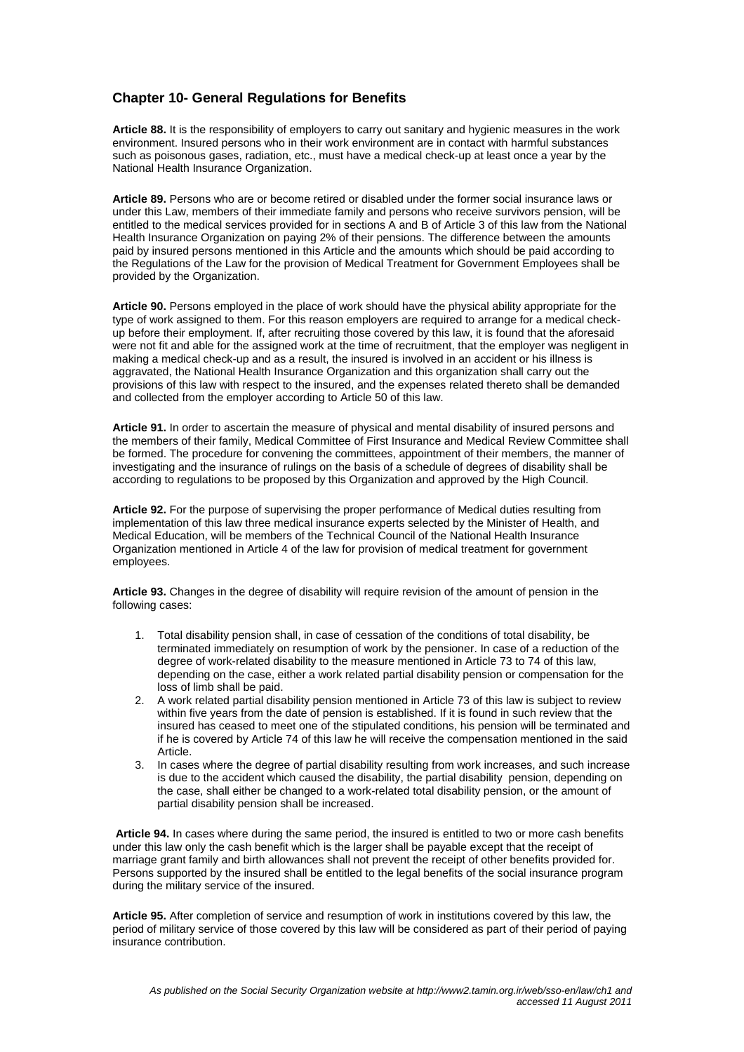## Chapter 10- General Regulations for Benefits

**Article 88.** It is the responsibility of employers to carry out sanitary and hygienic measures in the work environment. Insured persons who in their work environment are in contact with harmful substances such as poisonous gases, radiation, etc., must have a medical check-up at least once a year by the National Health Insurance Organization.

**Article 89.** Persons who are or become retired or disabled under the former social insurance laws or under this Law, members of their immediate family and persons who receive survivors pension, will be entitled to the medical services provided for in sections A and B of Article 3 of this law from the National Health Insurance Organization on paying 2% of their pensions. The difference between the amounts paid by insured persons mentioned in this Article and the amounts which should be paid according to the Regulations of the Law for the provision of Medical Treatment for Government Employees shall be provided by the Organization.

**Article 90.** Persons employed in the place of work should have the physical ability appropriate for the type of work assigned to them. For this reason employers are required to arrange for a medical check-up before their employment. If, after recruiting those covered by this law, it is found that the aforesaid were not fit and able for the assigned work at the time of recruitment, that the employer was negligent in making a medical check-up and as a result, the insured is involved in an accident or his illness is aggravated, the National Health Insurance Organization and this organization shall carry out the provisions of this law with respect to the insured, and the expenses related thereto shall be demanded and collected from the employer according to Article 50 of this law.

**Article 91.** In order to ascertain the measure of physical and mental disability of insured persons and the members of their family, Medical Committee of First Insurance and Medical Review Committee shall be formed. The procedure for convening the committees, appointment of their members, the manner of investigating and the insurance of rulings on the basis of a schedule of degrees of disability shall be according to regulations to be proposed by this Organization and approved by the High Council.

**Article 92.** For the purpose of supervising the proper performance of Medical duties resulting from implementation of this law three medical insurance experts selected by the Minister of Health, and Medical Education, will be members of the Technical Council of the National Health Insurance Organization mentioned in Article 4 of the law for provision of medical treatment for government employees.

**Article 93.** Changes in the degree of disability will require revision of the amount of pension in the following cases:

1. Total disability pension shall, in case of cessation of the conditions of total disability, be terminated immediately on resumption of work by the pensioner. In case of a reduction of the degree of work-related disability to the measure mentioned in Article 73 to 74 of this law, depending on the case, either a work related partial disability pension or compensation for the loss of limb shall be paid.
2. A work related partial disability pension mentioned in Article 73 of this law is subject to review within five years from the date of pension is established. If it is found in such review that the insured has ceased to meet one of the stipulated conditions, his pension will be terminated and if he is covered by Article 74 of this law he will receive the compensation mentioned in the said Article.
3. In cases where the degree of partial disability resulting from work increases, and such increase is due to the accident which caused the disability, the partial disability pension, depending on the case, shall either be changed to a work-related total disability pension, or the amount of partial disability pension shall be increased.

**Article 94.** In cases where during the same period, the insured is entitled to two or more cash benefits under this law only the cash benefit which is the larger shall be payable except that the receipt of marriage grant family and birth allowances shall not prevent the receipt of other benefits provided for. Persons supported by the insured shall be entitled to the legal benefits of the social insurance program during the military service of the insured.

**Article 95.** After completion of service and resumption of work in institutions covered by this law, the period of military service of those covered by this law will be considered as part of their period of paying insurance contribution.

*As published on the Social Security Organization website at http://www2.tamin.org.ir/web/sso-en/law/ch1 and accessed 11 August 2011*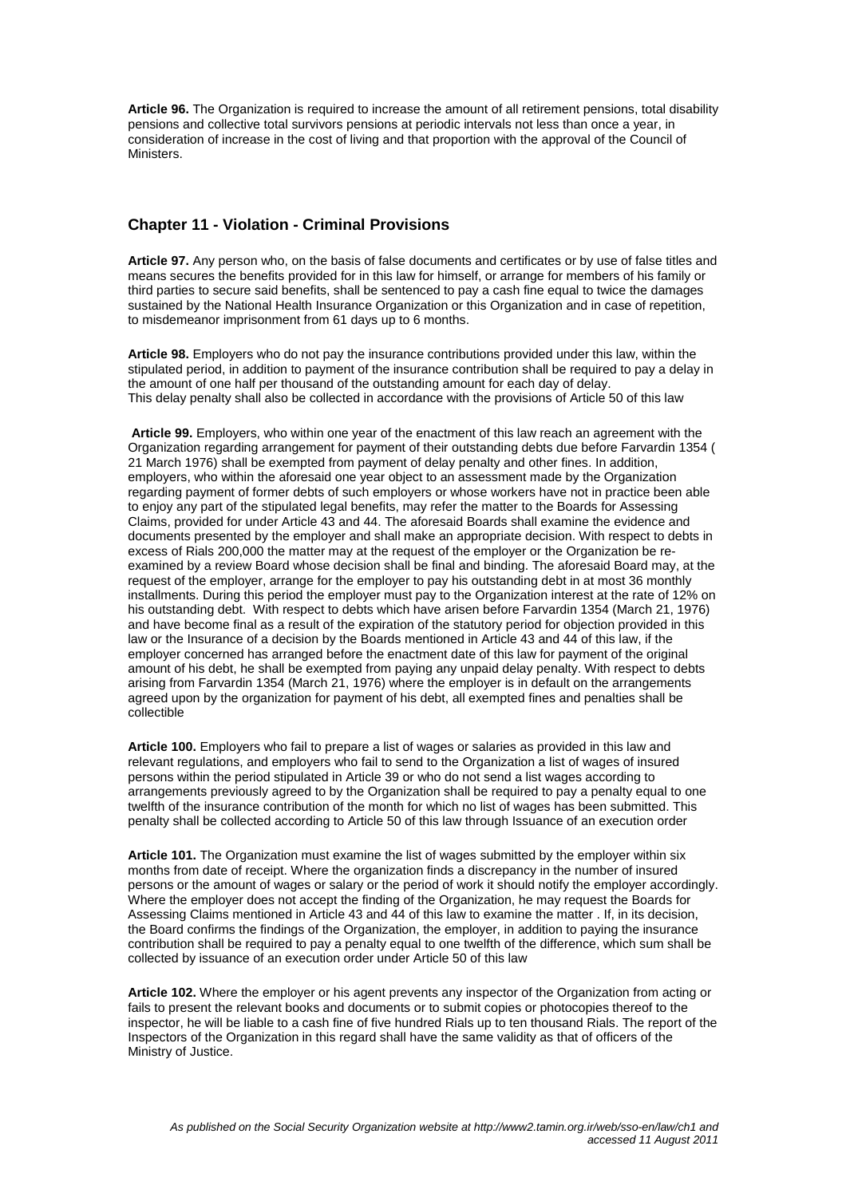**Article 96.** The Organization is required to increase the amount of all retirement pensions, total disability pensions and collective total survivors pensions at periodic intervals not less than once a year, in consideration of increase in the cost of living and that proportion with the approval of the Council of Ministers.

## Chapter 11 - Violation - Criminal Provisions

**Article 97.** Any person who, on the basis of false documents and certificates or by use of false titles and means secures the benefits provided for in this law for himself, or arrange for members of his family or third parties to secure said benefits, shall be sentenced to pay a cash fine equal to twice the damages sustained by the National Health Insurance Organization or this Organization and in case of repetition, to misdemeanor imprisonment from 61 days up to 6 months.

**Article 98.** Employers who do not pay the insurance contributions provided under this law, within the stipulated period, in addition to payment of the insurance contribution shall be required to pay a delay in the amount of one half per thousand of the outstanding amount for each day of delay.
This delay penalty shall also be collected in accordance with the provisions of Article 50 of this law

**Article 99.** Employers, who within one year of the enactment of this law reach an agreement with the Organization regarding arrangement for payment of their outstanding debts due before Farvardin 1354 ( 21 March 1976) shall be exempted from payment of delay penalty and other fines. In addition, employers, who within the aforesaid one year object to an assessment made by the Organization regarding payment of former debts of such employers or whose workers have not in practice been able to enjoy any part of the stipulated legal benefits, may refer the matter to the Boards for Assessing Claims, provided for under Article 43 and 44. The aforesaid Boards shall examine the evidence and documents presented by the employer and shall make an appropriate decision. With respect to debts in excess of Rials 200,000 the matter may at the request of the employer or the Organization be re-examined by a review Board whose decision shall be final and binding. The aforesaid Board may, at the request of the employer, arrange for the employer to pay his outstanding debt in at most 36 monthly installments. During this period the employer must pay to the Organization interest at the rate of 12% on his outstanding debt. With respect to debts which have arisen before Farvardin 1354 (March 21, 1976) and have become final as a result of the expiration of the statutory period for objection provided in this law or the Insurance of a decision by the Boards mentioned in Article 43 and 44 of this law, if the employer concerned has arranged before the enactment date of this law for payment of the original amount of his debt, he shall be exempted from paying any unpaid delay penalty. With respect to debts arising from Farvardin 1354 (March 21, 1976) where the employer is in default on the arrangements agreed upon by the organization for payment of his debt, all exempted fines and penalties shall be collectible

**Article 100.** Employers who fail to prepare a list of wages or salaries as provided in this law and relevant regulations, and employers who fail to send to the Organization a list of wages of insured persons within the period stipulated in Article 39 or who do not send a list wages according to arrangements previously agreed to by the Organization shall be required to pay a penalty equal to one twelfth of the insurance contribution of the month for which no list of wages has been submitted. This penalty shall be collected according to Article 50 of this law through Issuance of an execution order

**Article 101.** The Organization must examine the list of wages submitted by the employer within six months from date of receipt. Where the organization finds a discrepancy in the number of insured persons or the amount of wages or salary or the period of work it should notify the employer accordingly. Where the employer does not accept the finding of the Organization, he may request the Boards for Assessing Claims mentioned in Article 43 and 44 of this law to examine the matter . If, in its decision, the Board confirms the findings of the Organization, the employer, in addition to paying the insurance contribution shall be required to pay a penalty equal to one twelfth of the difference, which sum shall be collected by issuance of an execution order under Article 50 of this law

**Article 102.** Where the employer or his agent prevents any inspector of the Organization from acting or fails to present the relevant books and documents or to submit copies or photocopies thereof to the inspector, he will be liable to a cash fine of five hundred Rials up to ten thousand Rials. The report of the Inspectors of the Organization in this regard shall have the same validity as that of officers of the Ministry of Justice.

*As published on the Social Security Organization website at http://www2.tamin.org.ir/web/sso-en/law/ch1 and accessed 11 August 2011*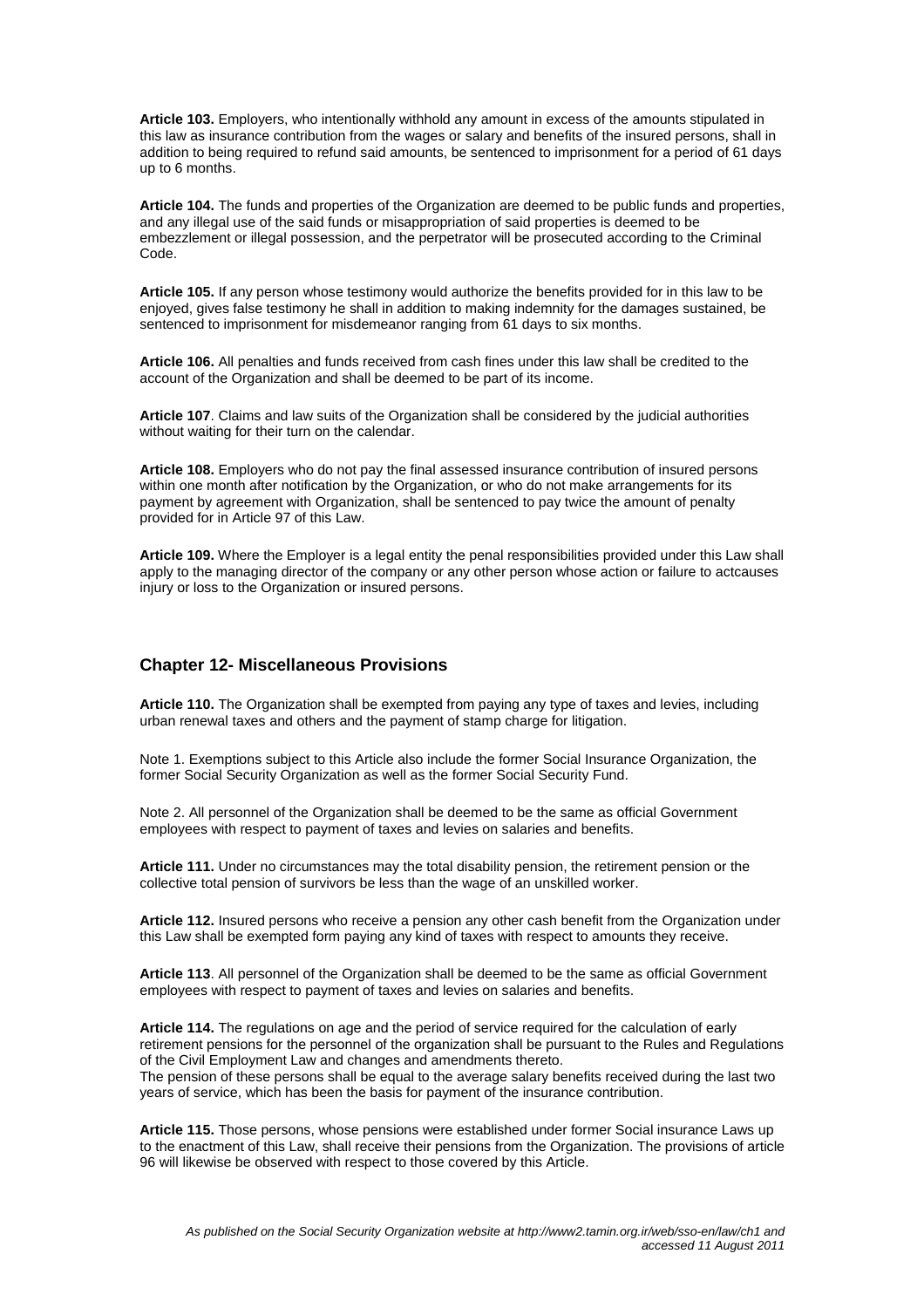**Article 103.** Employers, who intentionally withhold any amount in excess of the amounts stipulated in this law as insurance contribution from the wages or salary and benefits of the insured persons, shall in addition to being required to refund said amounts, be sentenced to imprisonment for a period of 61 days up to 6 months.

**Article 104.** The funds and properties of the Organization are deemed to be public funds and properties, and any illegal use of the said funds or misappropriation of said properties is deemed to be embezzlement or illegal possession, and the perpetrator will be prosecuted according to the Criminal Code.

**Article 105.** If any person whose testimony would authorize the benefits provided for in this law to be enjoyed, gives false testimony he shall in addition to making indemnity for the damages sustained, be sentenced to imprisonment for misdemeanor ranging from 61 days to six months.

**Article 106.** All penalties and funds received from cash fines under this law shall be credited to the account of the Organization and shall be deemed to be part of its income.

**Article 107**. Claims and law suits of the Organization shall be considered by the judicial authorities without waiting for their turn on the calendar.

**Article 108.** Employers who do not pay the final assessed insurance contribution of insured persons within one month after notification by the Organization, or who do not make arrangements for its payment by agreement with Organization, shall be sentenced to pay twice the amount of penalty provided for in Article 97 of this Law.

**Article 109.** Where the Employer is a legal entity the penal responsibilities provided under this Law shall apply to the managing director of the company or any other person whose action or failure to actcauses injury or loss to the Organization or insured persons.

## Chapter 12- Miscellaneous Provisions

**Article 110.** The Organization shall be exempted from paying any type of taxes and levies, including urban renewal taxes and others and the payment of stamp charge for litigation.

Note 1. Exemptions subject to this Article also include the former Social Insurance Organization, the former Social Security Organization as well as the former Social Security Fund.

Note 2. All personnel of the Organization shall be deemed to be the same as official Government employees with respect to payment of taxes and levies on salaries and benefits.

**Article 111.** Under no circumstances may the total disability pension, the retirement pension or the collective total pension of survivors be less than the wage of an unskilled worker.

**Article 112.** Insured persons who receive a pension any other cash benefit from the Organization under this Law shall be exempted form paying any kind of taxes with respect to amounts they receive.

**Article 113**. All personnel of the Organization shall be deemed to be the same as official Government employees with respect to payment of taxes and levies on salaries and benefits.

**Article 114.** The regulations on age and the period of service required for the calculation of early retirement pensions for the personnel of the organization shall be pursuant to the Rules and Regulations of the Civil Employment Law and changes and amendments thereto.
The pension of these persons shall be equal to the average salary benefits received during the last two years of service, which has been the basis for payment of the insurance contribution.

**Article 115.** Those persons, whose pensions were established under former Social insurance Laws up to the enactment of this Law, shall receive their pensions from the Organization. The provisions of article 96 will likewise be observed with respect to those covered by this Article.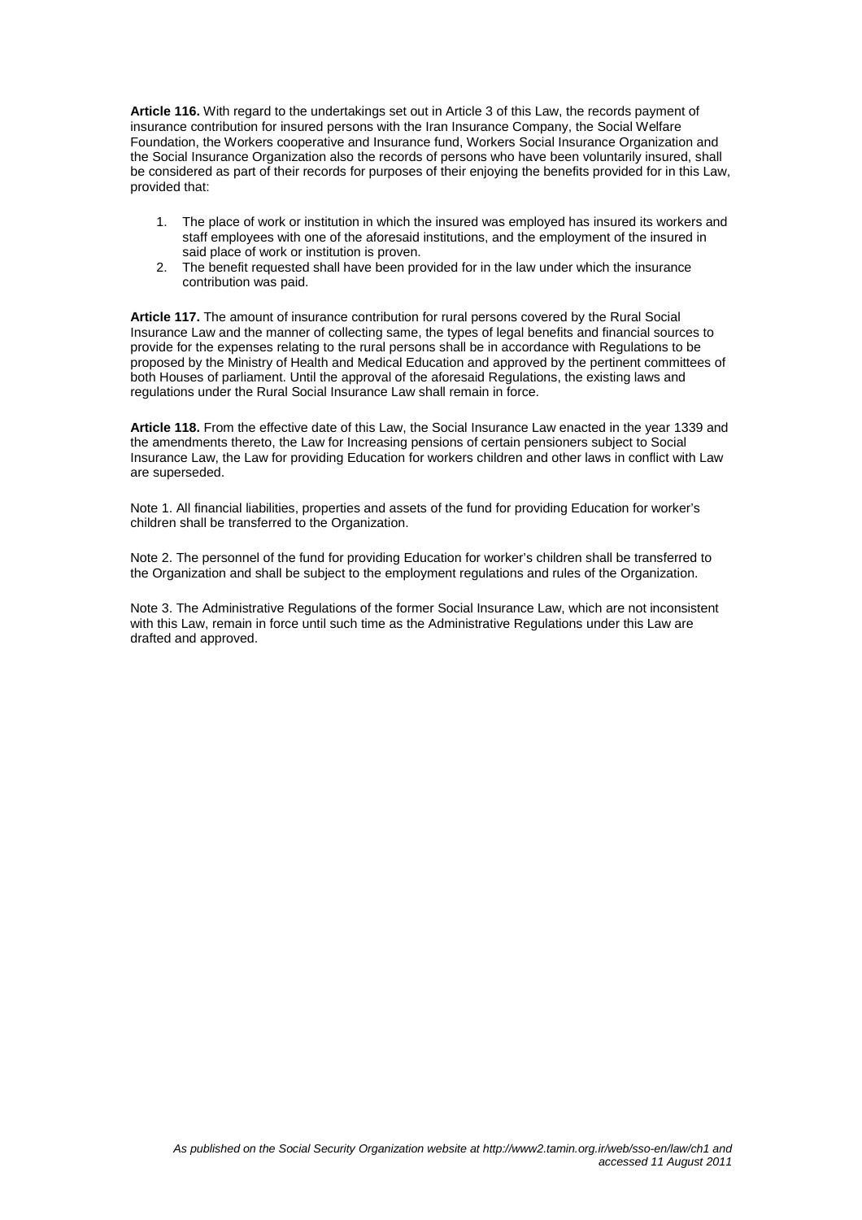**Article 116.** With regard to the undertakings set out in Article 3 of this Law, the records payment of insurance contribution for insured persons with the Iran Insurance Company, the Social Welfare Foundation, the Workers cooperative and Insurance fund, Workers Social Insurance Organization and the Social Insurance Organization also the records of persons who have been voluntarily insured, shall be considered as part of their records for purposes of their enjoying the benefits provided for in this Law, provided that:

1. The place of work or institution in which the insured was employed has insured its workers and staff employees with one of the aforesaid institutions, and the employment of the insured in said place of work or institution is proven.
2. The benefit requested shall have been provided for in the law under which the insurance contribution was paid.

**Article 117.** The amount of insurance contribution for rural persons covered by the Rural Social Insurance Law and the manner of collecting same, the types of legal benefits and financial sources to provide for the expenses relating to the rural persons shall be in accordance with Regulations to be proposed by the Ministry of Health and Medical Education and approved by the pertinent committees of both Houses of parliament. Until the approval of the aforesaid Regulations, the existing laws and regulations under the Rural Social Insurance Law shall remain in force.

**Article 118.** From the effective date of this Law, the Social Insurance Law enacted in the year 1339 and the amendments thereto, the Law for Increasing pensions of certain pensioners subject to Social Insurance Law, the Law for providing Education for workers children and other laws in conflict with Law are superseded.

Note 1. All financial liabilities, properties and assets of the fund for providing Education for worker's children shall be transferred to the Organization.

Note 2. The personnel of the fund for providing Education for worker's children shall be transferred to the Organization and shall be subject to the employment regulations and rules of the Organization.

Note 3. The Administrative Regulations of the former Social Insurance Law, which are not inconsistent with this Law, remain in force until such time as the Administrative Regulations under this Law are drafted and approved.

*As published on the Social Security Organization website at http://www2.tamin.org.ir/web/sso-en/law/ch1 and accessed 11 August 2011*